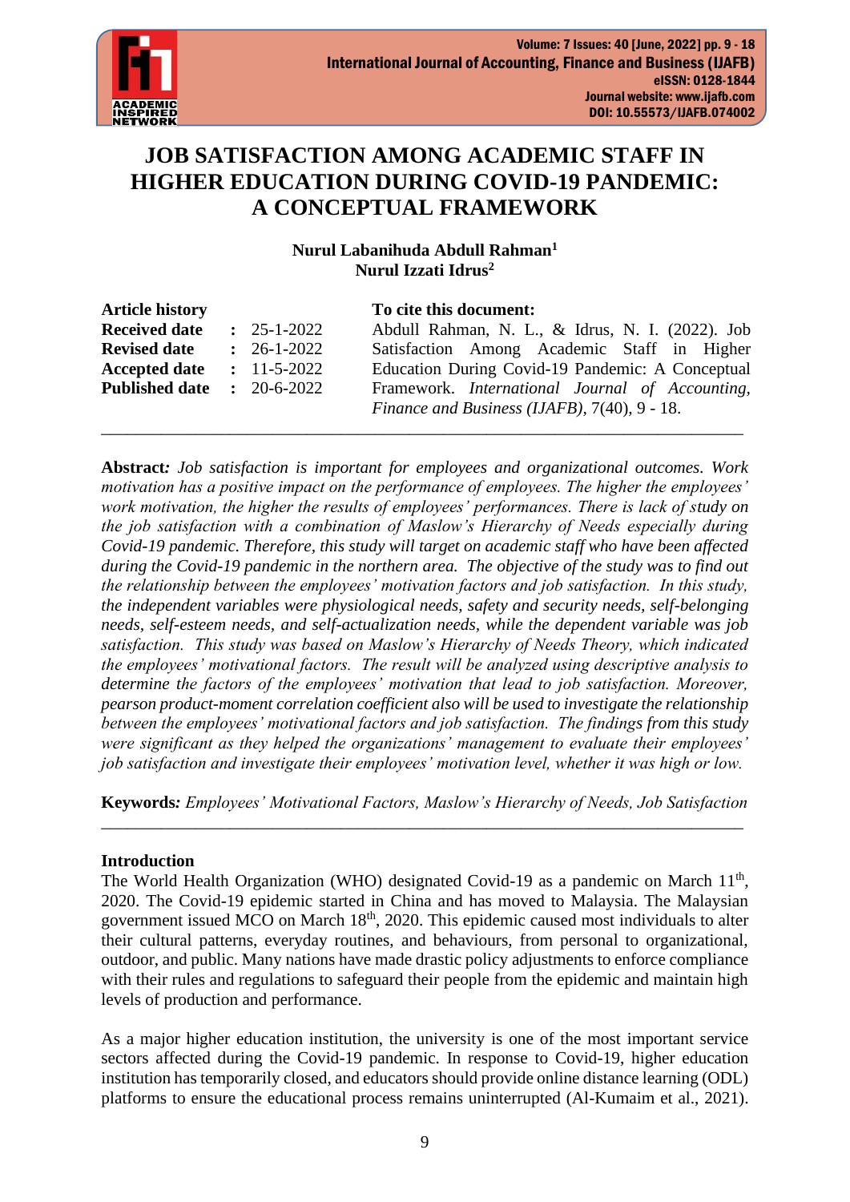# JOB SATISFACTION AMONG ACADEMIC STAFF IN HIGHER EDUCATION DURING COVID-19 PANDEMIC: A CONCEPTUAL FRAMEWORK

**Nurul Labanihuda Abdull Rahman[1]**
**Nurul Izzati Idrus[2]**

| **Article history** | | |
|---|---|---|
| **Received date** | : | 25-1-2022 |
| **Revised date** | : | 26-1-2022 |
| **Accepted date** | : | 11-5-2022 |
| **Published date** | : | 20-6-2022 |

**To cite this document:**
Abdull Rahman, N. L., & Idrus, N. I. (2022). Job Satisfaction Among Academic Staff in Higher Education During Covid-19 Pandemic: A Conceptual Framework. *International Journal of Accounting, Finance and Business (IJAFB)*, 7(40), 9 - 18.

---

**Abstract:** *Job satisfaction is important for employees and organizational outcomes. Work motivation has a positive impact on the performance of employees. The higher the employees' work motivation, the higher the results of employees' performances. There is lack of study on the job satisfaction with a combination of Maslow's Hierarchy of Needs especially during Covid-19 pandemic. Therefore, this study will target on academic staff who have been affected during the Covid-19 pandemic in the northern area. The objective of the study was to find out the relationship between the employees' motivation factors and job satisfaction. In this study, the independent variables were physiological needs, safety and security needs, self-belonging needs, self-esteem needs, and self-actualization needs, while the dependent variable was job satisfaction. This study was based on Maslow's Hierarchy of Needs Theory, which indicated the employees' motivational factors. The result will be analyzed using descriptive analysis to determine the factors of the employees' motivation that lead to job satisfaction. Moreover, pearson product-moment correlation coefficient also will be used to investigate the relationship between the employees' motivational factors and job satisfaction. The findings from this study were significant as they helped the organizations' management to evaluate their employees' job satisfaction and investigate their employees' motivation level, whether it was high or low.*

**Keywords:** *Employees' Motivational Factors, Maslow's Hierarchy of Needs, Job Satisfaction*

---

## Introduction

The World Health Organization (WHO) designated Covid-19 as a pandemic on March 11th, 2020. The Covid-19 epidemic started in China and has moved to Malaysia. The Malaysian government issued MCO on March 18th, 2020. This epidemic caused most individuals to alter their cultural patterns, everyday routines, and behaviours, from personal to organizational, outdoor, and public. Many nations have made drastic policy adjustments to enforce compliance with their rules and regulations to safeguard their people from the epidemic and maintain high levels of production and performance.

As a major higher education institution, the university is one of the most important service sectors affected during the Covid-19 pandemic. In response to Covid-19, higher education institution has temporarily closed, and educators should provide online distance learning (ODL) platforms to ensure the educational process remains uninterrupted (Al-Kumaim et al., 2021).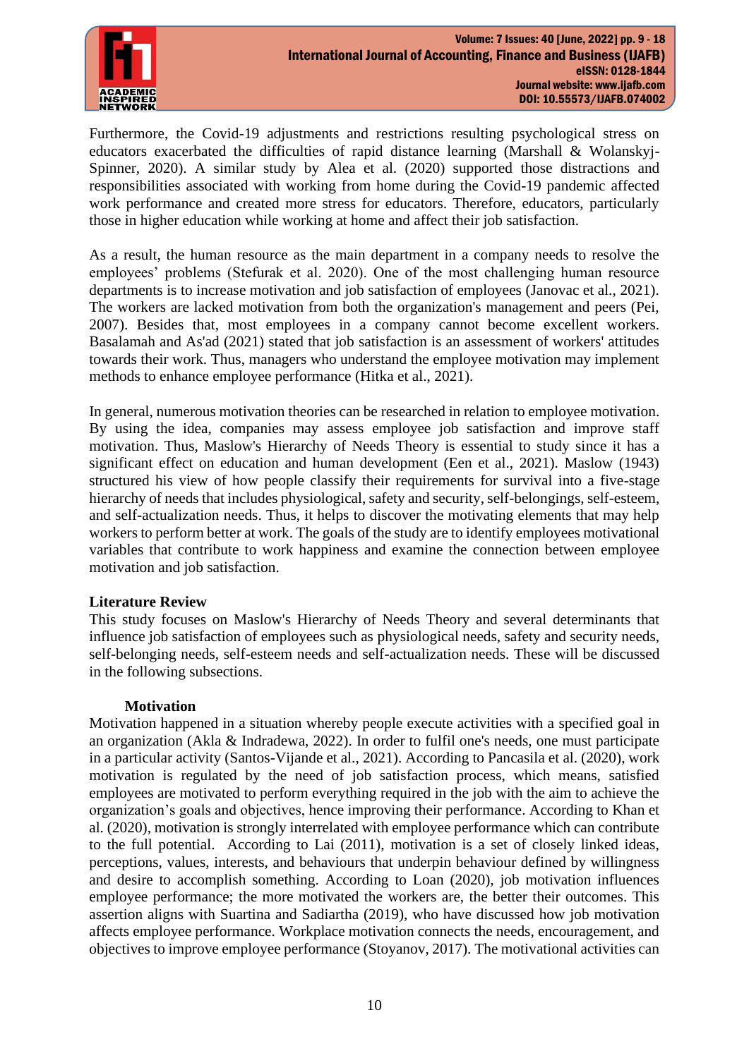Furthermore, the Covid-19 adjustments and restrictions resulting psychological stress on educators exacerbated the difficulties of rapid distance learning (Marshall & Wolanskyj-Spinner, 2020). A similar study by Alea et al. (2020) supported those distractions and responsibilities associated with working from home during the Covid-19 pandemic affected work performance and created more stress for educators. Therefore, educators, particularly those in higher education while working at home and affect their job satisfaction.

As a result, the human resource as the main department in a company needs to resolve the employees' problems (Stefurak et al. 2020). One of the most challenging human resource departments is to increase motivation and job satisfaction of employees (Janovac et al., 2021). The workers are lacked motivation from both the organization's management and peers (Pei, 2007). Besides that, most employees in a company cannot become excellent workers. Basalamah and As'ad (2021) stated that job satisfaction is an assessment of workers' attitudes towards their work. Thus, managers who understand the employee motivation may implement methods to enhance employee performance (Hitka et al., 2021).

In general, numerous motivation theories can be researched in relation to employee motivation. By using the idea, companies may assess employee job satisfaction and improve staff motivation. Thus, Maslow's Hierarchy of Needs Theory is essential to study since it has a significant effect on education and human development (Een et al., 2021). Maslow (1943) structured his view of how people classify their requirements for survival into a five-stage hierarchy of needs that includes physiological, safety and security, self-belongings, self-esteem, and self-actualization needs. Thus, it helps to discover the motivating elements that may help workers to perform better at work. The goals of the study are to identify employees motivational variables that contribute to work happiness and examine the connection between employee motivation and job satisfaction.

## Literature Review

This study focuses on Maslow's Hierarchy of Needs Theory and several determinants that influence job satisfaction of employees such as physiological needs, safety and security needs, self-belonging needs, self-esteem needs and self-actualization needs. These will be discussed in the following subsections.

### Motivation

Motivation happened in a situation whereby people execute activities with a specified goal in an organization (Akla & Indradewa, 2022). In order to fulfil one's needs, one must participate in a particular activity (Santos-Vijande et al., 2021). According to Pancasila et al. (2020), work motivation is regulated by the need of job satisfaction process, which means, satisfied employees are motivated to perform everything required in the job with the aim to achieve the organization's goals and objectives, hence improving their performance. According to Khan et al. (2020), motivation is strongly interrelated with employee performance which can contribute to the full potential. According to Lai (2011), motivation is a set of closely linked ideas, perceptions, values, interests, and behaviours that underpin behaviour defined by willingness and desire to accomplish something. According to Loan (2020), job motivation influences employee performance; the more motivated the workers are, the better their outcomes. This assertion aligns with Suartina and Sadiartha (2019), who have discussed how job motivation affects employee performance. Workplace motivation connects the needs, encouragement, and objectives to improve employee performance (Stoyanov, 2017). The motivational activities can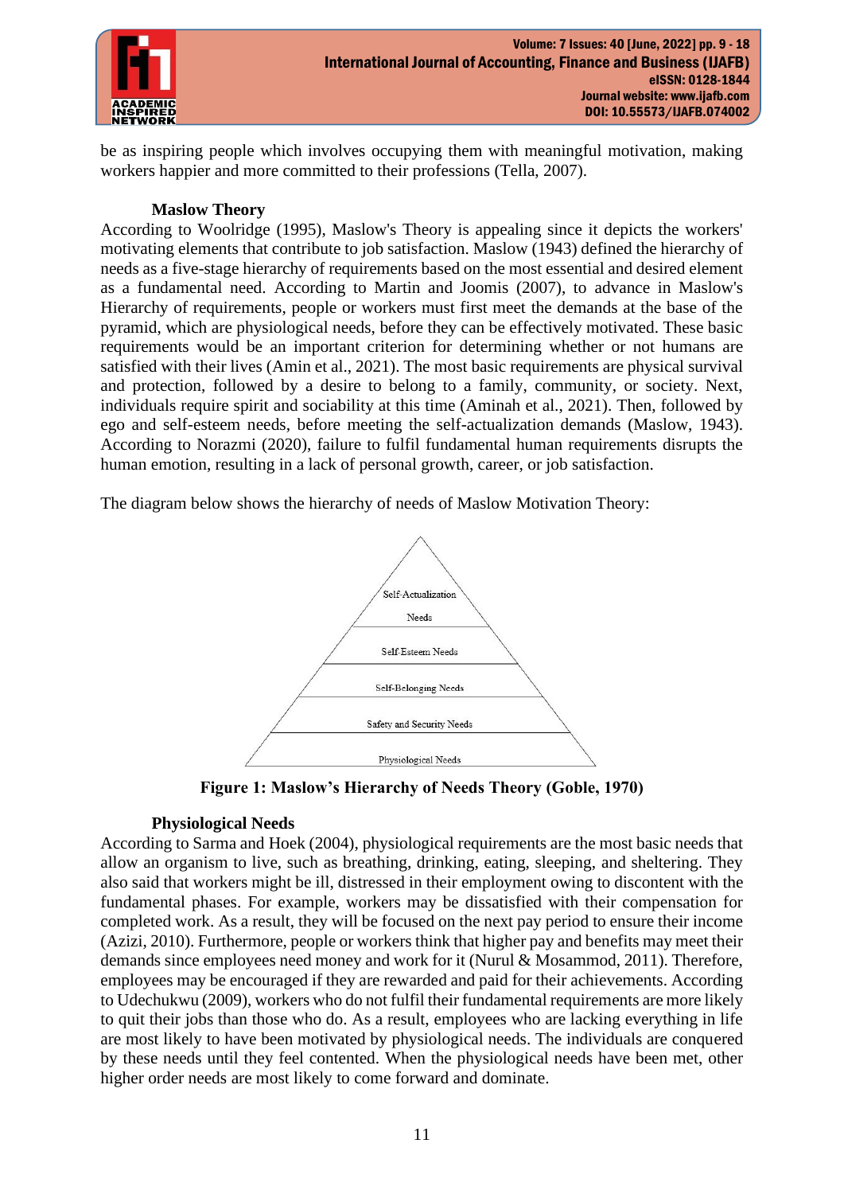be as inspiring people which involves occupying them with meaningful motivation, making workers happier and more committed to their professions (Tella, 2007).

### Maslow Theory

According to Woolridge (1995), Maslow's Theory is appealing since it depicts the workers' motivating elements that contribute to job satisfaction. Maslow (1943) defined the hierarchy of needs as a five-stage hierarchy of requirements based on the most essential and desired element as a fundamental need. According to Martin and Joomis (2007), to advance in Maslow's Hierarchy of requirements, people or workers must first meet the demands at the base of the pyramid, which are physiological needs, before they can be effectively motivated. These basic requirements would be an important criterion for determining whether or not humans are satisfied with their lives (Amin et al., 2021). The most basic requirements are physical survival and protection, followed by a desire to belong to a family, community, or society. Next, individuals require spirit and sociability at this time (Aminah et al., 2021). Then, followed by ego and self-esteem needs, before meeting the self-actualization demands (Maslow, 1943). According to Norazmi (2020), failure to fulfil fundamental human requirements disrupts the human emotion, resulting in a lack of personal growth, career, or job satisfaction.

The diagram below shows the hierarchy of needs of Maslow Motivation Theory:

Self-Actualization Needs

Self-Esteem Needs

Self-Belonging Needs

Safety and Security Needs

Physiological Needs

**Figure 1: Maslow's Hierarchy of Needs Theory (Goble, 1970)**

### Physiological Needs

According to Sarma and Hoek (2004), physiological requirements are the most basic needs that allow an organism to live, such as breathing, drinking, eating, sleeping, and sheltering. They also said that workers might be ill, distressed in their employment owing to discontent with the fundamental phases. For example, workers may be dissatisfied with their compensation for completed work. As a result, they will be focused on the next pay period to ensure their income (Azizi, 2010). Furthermore, people or workers think that higher pay and benefits may meet their demands since employees need money and work for it (Nurul & Mosammod, 2011). Therefore, employees may be encouraged if they are rewarded and paid for their achievements. According to Udechukwu (2009), workers who do not fulfil their fundamental requirements are more likely to quit their jobs than those who do. As a result, employees who are lacking everything in life are most likely to have been motivated by physiological needs. The individuals are conquered by these needs until they feel contented. When the physiological needs have been met, other higher order needs are most likely to come forward and dominate.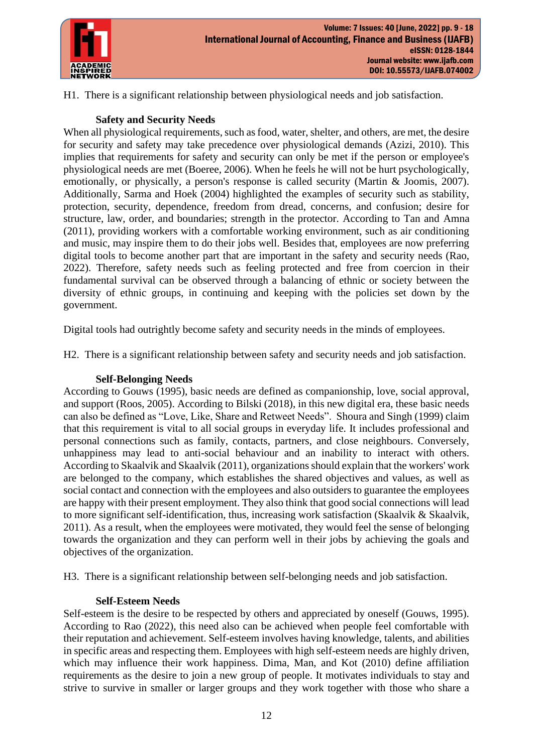H1. There is a significant relationship between physiological needs and job satisfaction.

### Safety and Security Needs

When all physiological requirements, such as food, water, shelter, and others, are met, the desire for security and safety may take precedence over physiological demands (Azizi, 2010). This implies that requirements for safety and security can only be met if the person or employee's physiological needs are met (Boeree, 2006). When he feels he will not be hurt psychologically, emotionally, or physically, a person's response is called security (Martin & Joomis, 2007). Additionally, Sarma and Hoek (2004) highlighted the examples of security such as stability, protection, security, dependence, freedom from dread, concerns, and confusion; desire for structure, law, order, and boundaries; strength in the protector. According to Tan and Amna (2011), providing workers with a comfortable working environment, such as air conditioning and music, may inspire them to do their jobs well. Besides that, employees are now preferring digital tools to become another part that are important in the safety and security needs (Rao, 2022). Therefore, safety needs such as feeling protected and free from coercion in their fundamental survival can be observed through a balancing of ethnic or society between the diversity of ethnic groups, in continuing and keeping with the policies set down by the government.

Digital tools had outrightly become safety and security needs in the minds of employees.

H2. There is a significant relationship between safety and security needs and job satisfaction.

### Self-Belonging Needs

According to Gouws (1995), basic needs are defined as companionship, love, social approval, and support (Roos, 2005). According to Bilski (2018), in this new digital era, these basic needs can also be defined as "Love, Like, Share and Retweet Needs". Shoura and Singh (1999) claim that this requirement is vital to all social groups in everyday life. It includes professional and personal connections such as family, contacts, partners, and close neighbours. Conversely, unhappiness may lead to anti-social behaviour and an inability to interact with others. According to Skaalvik and Skaalvik (2011), organizations should explain that the workers' work are belonged to the company, which establishes the shared objectives and values, as well as social contact and connection with the employees and also outsiders to guarantee the employees are happy with their present employment. They also think that good social connections will lead to more significant self-identification, thus, increasing work satisfaction (Skaalvik & Skaalvik, 2011). As a result, when the employees were motivated, they would feel the sense of belonging towards the organization and they can perform well in their jobs by achieving the goals and objectives of the organization.

H3. There is a significant relationship between self-belonging needs and job satisfaction.

### Self-Esteem Needs

Self-esteem is the desire to be respected by others and appreciated by oneself (Gouws, 1995). According to Rao (2022), this need also can be achieved when people feel comfortable with their reputation and achievement. Self-esteem involves having knowledge, talents, and abilities in specific areas and respecting them. Employees with high self-esteem needs are highly driven, which may influence their work happiness. Dima, Man, and Kot (2010) define affiliation requirements as the desire to join a new group of people. It motivates individuals to stay and strive to survive in smaller or larger groups and they work together with those who share a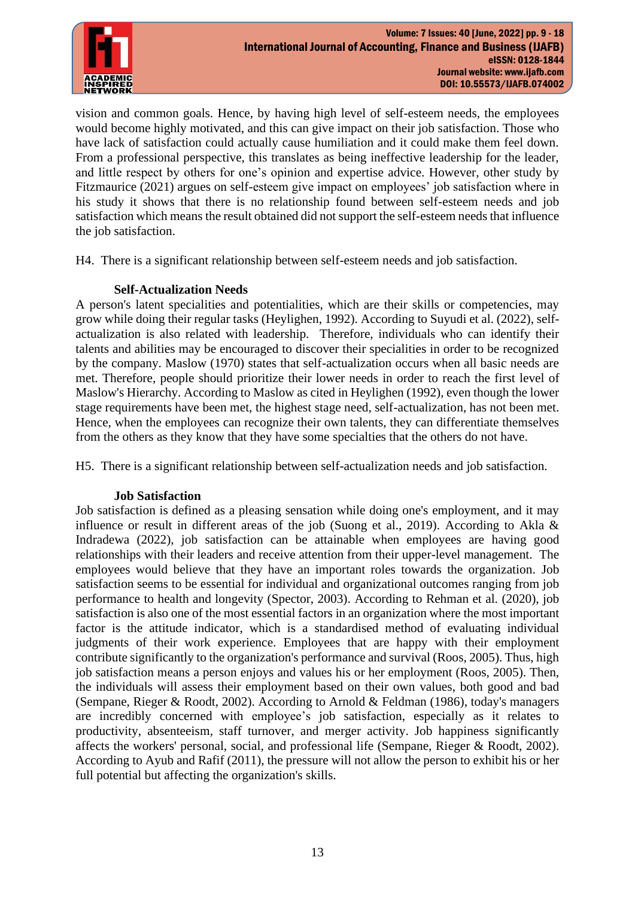vision and common goals. Hence, by having high level of self-esteem needs, the employees would become highly motivated, and this can give impact on their job satisfaction. Those who have lack of satisfaction could actually cause humiliation and it could make them feel down. From a professional perspective, this translates as being ineffective leadership for the leader, and little respect by others for one's opinion and expertise advice. However, other study by Fitzmaurice (2021) argues on self-esteem give impact on employees' job satisfaction where in his study it shows that there is no relationship found between self-esteem needs and job satisfaction which means the result obtained did not support the self-esteem needs that influence the job satisfaction.

H4. There is a significant relationship between self-esteem needs and job satisfaction.

**Self-Actualization Needs**

A person's latent specialities and potentialities, which are their skills or competencies, may grow while doing their regular tasks (Heylighen, 1992). According to Suyudi et al. (2022), self-actualization is also related with leadership. Therefore, individuals who can identify their talents and abilities may be encouraged to discover their specialities in order to be recognized by the company. Maslow (1970) states that self-actualization occurs when all basic needs are met. Therefore, people should prioritize their lower needs in order to reach the first level of Maslow's Hierarchy. According to Maslow as cited in Heylighen (1992), even though the lower stage requirements have been met, the highest stage need, self-actualization, has not been met. Hence, when the employees can recognize their own talents, they can differentiate themselves from the others as they know that they have some specialties that the others do not have.

H5. There is a significant relationship between self-actualization needs and job satisfaction.

**Job Satisfaction**

Job satisfaction is defined as a pleasing sensation while doing one's employment, and it may influence or result in different areas of the job (Suong et al., 2019). According to Akla & Indradewa (2022), job satisfaction can be attainable when employees are having good relationships with their leaders and receive attention from their upper-level management. The employees would believe that they have an important roles towards the organization. Job satisfaction seems to be essential for individual and organizational outcomes ranging from job performance to health and longevity (Spector, 2003). According to Rehman et al. (2020), job satisfaction is also one of the most essential factors in an organization where the most important factor is the attitude indicator, which is a standardised method of evaluating individual judgments of their work experience. Employees that are happy with their employment contribute significantly to the organization's performance and survival (Roos, 2005). Thus, high job satisfaction means a person enjoys and values his or her employment (Roos, 2005). Then, the individuals will assess their employment based on their own values, both good and bad (Sempane, Rieger & Roodt, 2002). According to Arnold & Feldman (1986), today's managers are incredibly concerned with employee's job satisfaction, especially as it relates to productivity, absenteeism, staff turnover, and merger activity. Job happiness significantly affects the workers' personal, social, and professional life (Sempane, Rieger & Roodt, 2002). According to Ayub and Rafif (2011), the pressure will not allow the person to exhibit his or her full potential but affecting the organization's skills.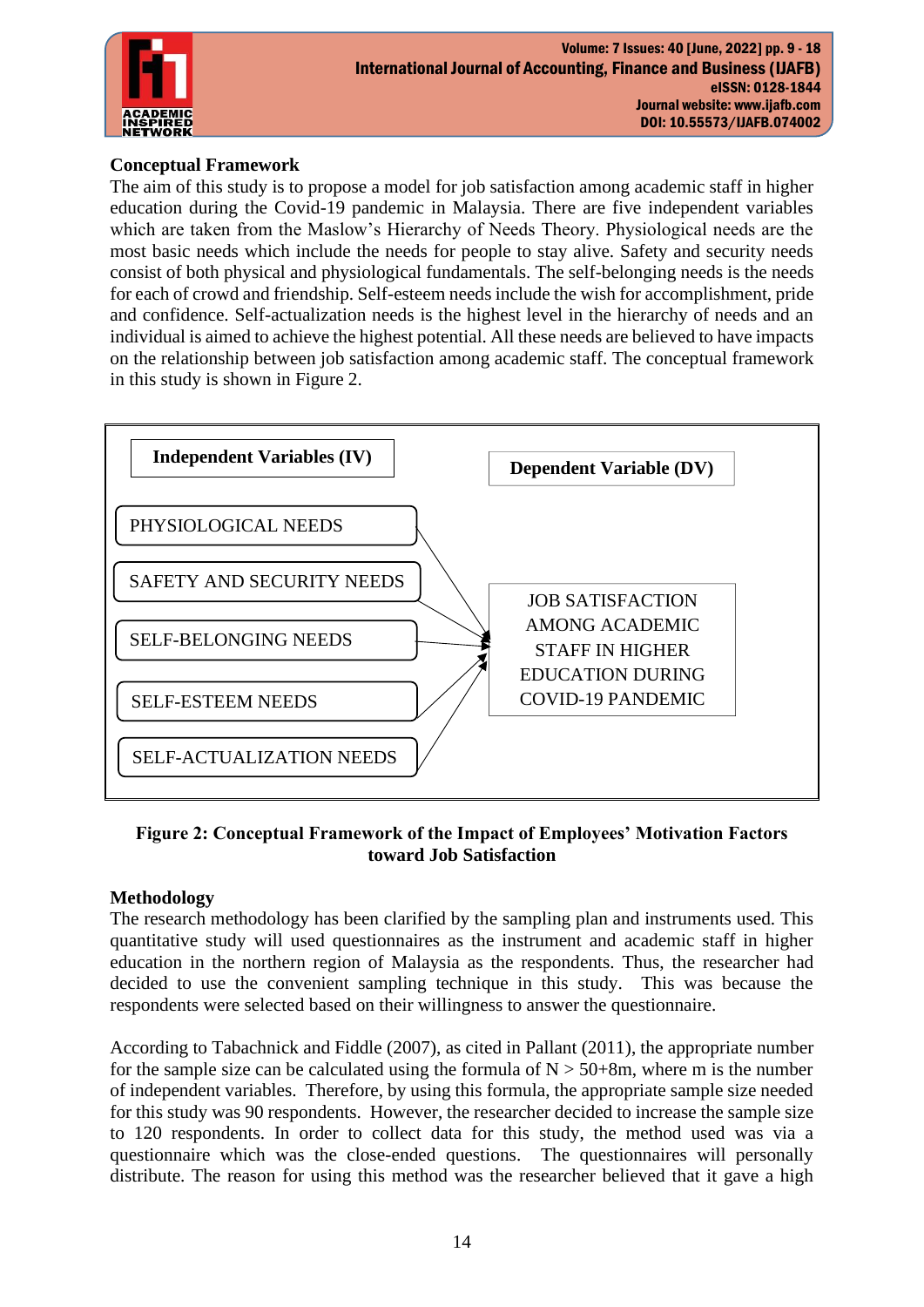**Conceptual Framework**

The aim of this study is to propose a model for job satisfaction among academic staff in higher education during the Covid-19 pandemic in Malaysia. There are five independent variables which are taken from the Maslow's Hierarchy of Needs Theory. Physiological needs are the most basic needs which include the needs for people to stay alive. Safety and security needs consist of both physical and physiological fundamentals. The self-belonging needs is the needs for each of crowd and friendship. Self-esteem needs include the wish for accomplishment, pride and confidence. Self-actualization needs is the highest level in the hierarchy of needs and an individual is aimed to achieve the highest potential. All these needs are believed to have impacts on the relationship between job satisfaction among academic staff. The conceptual framework in this study is shown in Figure 2.

| Independent Variables (IV) | Dependent Variable (DV) |
| --- | --- |
| PHYSIOLOGICAL NEEDS | JOB SATISFACTION AMONG ACADEMIC STAFF IN HIGHER EDUCATION DURING COVID-19 PANDEMIC |
| SAFETY AND SECURITY NEEDS | |
| SELF-BELONGING NEEDS | |
| SELF-ESTEEM NEEDS | |
| SELF-ACTUALIZATION NEEDS | |

**Figure 2: Conceptual Framework of the Impact of Employees' Motivation Factors toward Job Satisfaction**

**Methodology**

The research methodology has been clarified by the sampling plan and instruments used. This quantitative study will used questionnaires as the instrument and academic staff in higher education in the northern region of Malaysia as the respondents. Thus, the researcher had decided to use the convenient sampling technique in this study. This was because the respondents were selected based on their willingness to answer the questionnaire.

According to Tabachnick and Fiddle (2007), as cited in Pallant (2011), the appropriate number for the sample size can be calculated using the formula of $N > 50+8m$, where m is the number of independent variables. Therefore, by using this formula, the appropriate sample size needed for this study was 90 respondents. However, the researcher decided to increase the sample size to 120 respondents. In order to collect data for this study, the method used was via a questionnaire which was the close-ended questions. The questionnaires will personally distribute. The reason for using this method was the researcher believed that it gave a high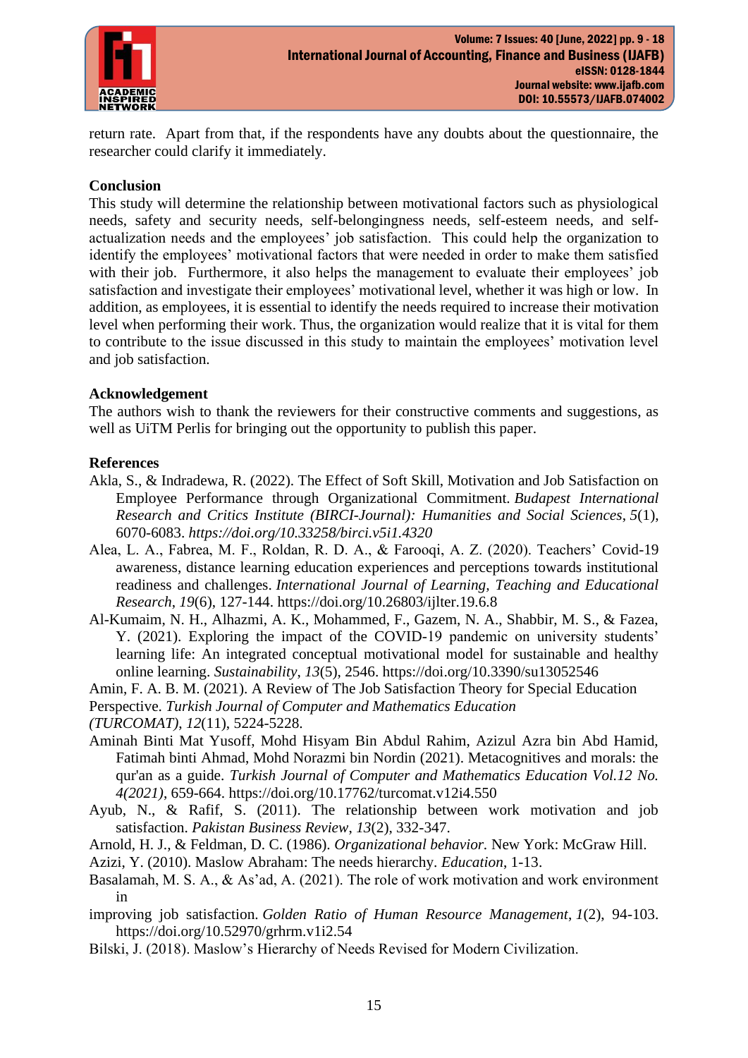return rate. Apart from that, if the respondents have any doubts about the questionnaire, the researcher could clarify it immediately.

## Conclusion

This study will determine the relationship between motivational factors such as physiological needs, safety and security needs, self-belongingness needs, self-esteem needs, and self-actualization needs and the employees' job satisfaction. This could help the organization to identify the employees' motivational factors that were needed in order to make them satisfied with their job. Furthermore, it also helps the management to evaluate their employees' job satisfaction and investigate their employees' motivational level, whether it was high or low. In addition, as employees, it is essential to identify the needs required to increase their motivation level when performing their work. Thus, the organization would realize that it is vital for them to contribute to the issue discussed in this study to maintain the employees' motivation level and job satisfaction.

## Acknowledgement

The authors wish to thank the reviewers for their constructive comments and suggestions, as well as UiTM Perlis for bringing out the opportunity to publish this paper.

## References

Akla, S., & Indradewa, R. (2022). The Effect of Soft Skill, Motivation and Job Satisfaction on Employee Performance through Organizational Commitment. *Budapest International Research and Critics Institute (BIRCI-Journal): Humanities and Social Sciences*, *5*(1), 6070-6083. *https://doi.org/10.33258/birci.v5i1.4320*

Alea, L. A., Fabrea, M. F., Roldan, R. D. A., & Farooqi, A. Z. (2020). Teachers' Covid-19 awareness, distance learning education experiences and perceptions towards institutional readiness and challenges. *International Journal of Learning, Teaching and Educational Research*, *19*(6), 127-144. https://doi.org/10.26803/ijlter.19.6.8

Al-Kumaim, N. H., Alhazmi, A. K., Mohammed, F., Gazem, N. A., Shabbir, M. S., & Fazea, Y. (2021). Exploring the impact of the COVID-19 pandemic on university students' learning life: An integrated conceptual motivational model for sustainable and healthy online learning. *Sustainability*, *13*(5), 2546. https://doi.org/10.3390/su13052546

Amin, F. A. B. M. (2021). A Review of The Job Satisfaction Theory for Special Education Perspective. *Turkish Journal of Computer and Mathematics Education (TURCOMAT)*, *12*(11), 5224-5228.

Aminah Binti Mat Yusoff, Mohd Hisyam Bin Abdul Rahim, Azizul Azra bin Abd Hamid, Fatimah binti Ahmad, Mohd Norazmi bin Nordin (2021). Metacognitives and morals: the qur'an as a guide. *Turkish Journal of Computer and Mathematics Education Vol.12 No. 4(2021)*, 659-664. https://doi.org/10.17762/turcomat.v12i4.550

Ayub, N., & Rafif, S. (2011). The relationship between work motivation and job satisfaction. *Pakistan Business Review*, *13*(2), 332-347.

Arnold, H. J., & Feldman, D. C. (1986). *Organizational behavior.* New York: McGraw Hill.

Azizi, Y. (2010). Maslow Abraham: The needs hierarchy. *Education*, 1-13.

Basalamah, M. S. A., & As'ad, A. (2021). The role of work motivation and work environment in improving job satisfaction. *Golden Ratio of Human Resource Management*, *1*(2), 94-103. https://doi.org/10.52970/grhrm.v1i2.54

Bilski, J. (2018). Maslow's Hierarchy of Needs Revised for Modern Civilization.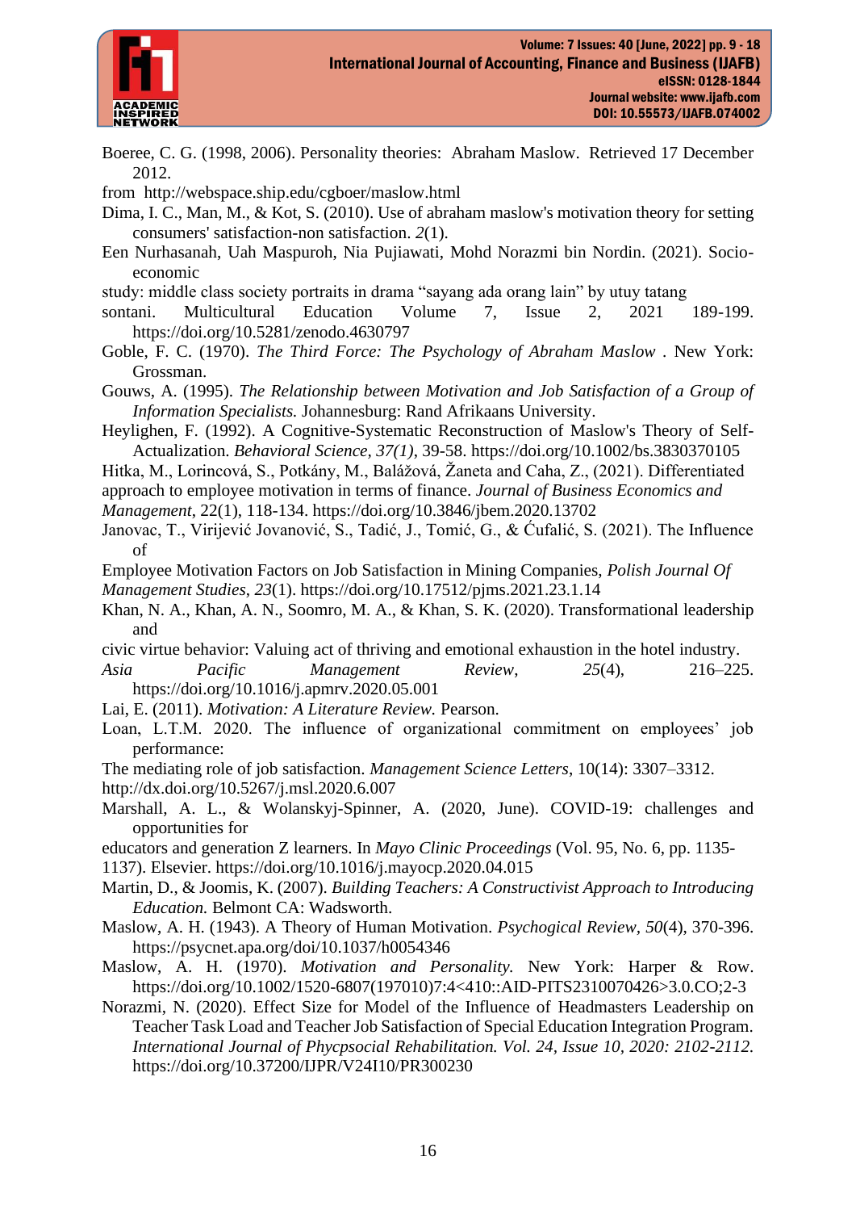Boeree, C. G. (1998, 2006). Personality theories: Abraham Maslow. Retrieved 17 December 2012. from http://webspace.ship.edu/cgboer/maslow.html

Dima, I. C., Man, M., & Kot, S. (2010). Use of abraham maslow's motivation theory for setting consumers' satisfaction-non satisfaction. *2*(1).

Een Nurhasanah, Uah Maspuroh, Nia Pujiawati, Mohd Norazmi bin Nordin. (2021). Socio-economic study: middle class society portraits in drama "sayang ada orang lain" by utuy tatang sontani. Multicultural Education Volume 7, Issue 2, 2021 189-199. https://doi.org/10.5281/zenodo.4630797

Goble, F. C. (1970). *The Third Force: The Psychology of Abraham Maslow* . New York: Grossman.

Gouws, A. (1995). *The Relationship between Motivation and Job Satisfaction of a Group of Information Specialists.* Johannesburg: Rand Afrikaans University.

Heylighen, F. (1992). A Cognitive-Systematic Reconstruction of Maslow's Theory of Self-Actualization. *Behavioral Science, 37(1)*, 39-58. https://doi.org/10.1002/bs.3830370105

Hitka, M., Lorincová, S., Potkány, M., Balážová, Žaneta and Caha, Z., (2021). Differentiated approach to employee motivation in terms of finance. *Journal of Business Economics and Management*, 22(1), 118-134. https://doi.org/10.3846/jbem.2020.13702

Janovac, T., Virijević Jovanović, S., Tadić, J., Tomić, G., & Ćufalić, S. (2021). The Influence of Employee Motivation Factors on Job Satisfaction in Mining Companies, *Polish Journal Of Management Studies*, *23*(1). https://doi.org/10.17512/pjms.2021.23.1.14

Khan, N. A., Khan, A. N., Soomro, M. A., & Khan, S. K. (2020). Transformational leadership and civic virtue behavior: Valuing act of thriving and emotional exhaustion in the hotel industry. *Asia Pacific Management Review*, *25*(4), 216–225. https://doi.org/10.1016/j.apmrv.2020.05.001

Lai, E. (2011). *Motivation: A Literature Review.* Pearson.

Loan, L.T.M. 2020. The influence of organizational commitment on employees' job performance: The mediating role of job satisfaction. *Management Science Letters*, 10(14): 3307–3312. http://dx.doi.org/10.5267/j.msl.2020.6.007

Marshall, A. L., & Wolanskyj-Spinner, A. (2020, June). COVID-19: challenges and opportunities for educators and generation Z learners. In *Mayo Clinic Proceedings* (Vol. 95, No. 6, pp. 1135-1137). Elsevier. https://doi.org/10.1016/j.mayocp.2020.04.015

Martin, D., & Joomis, K. (2007). *Building Teachers: A Constructivist Approach to Introducing Education.* Belmont CA: Wadsworth.

Maslow, A. H. (1943). A Theory of Human Motivation. *Psychogical Review*, *50*(4), 370-396. https://psycnet.apa.org/doi/10.1037/h0054346

Maslow, A. H. (1970). *Motivation and Personality.* New York: Harper & Row. https://doi.org/10.1002/1520-6807(197010)7:4<410::AID-PITS2310070426>3.0.CO;2-3

Norazmi, N. (2020). Effect Size for Model of the Influence of Headmasters Leadership on Teacher Task Load and Teacher Job Satisfaction of Special Education Integration Program. *International Journal of Phycpsocial Rehabilitation. Vol. 24, Issue 10, 2020: 2102-2112.* https://doi.org/10.37200/IJPR/V24I10/PR300230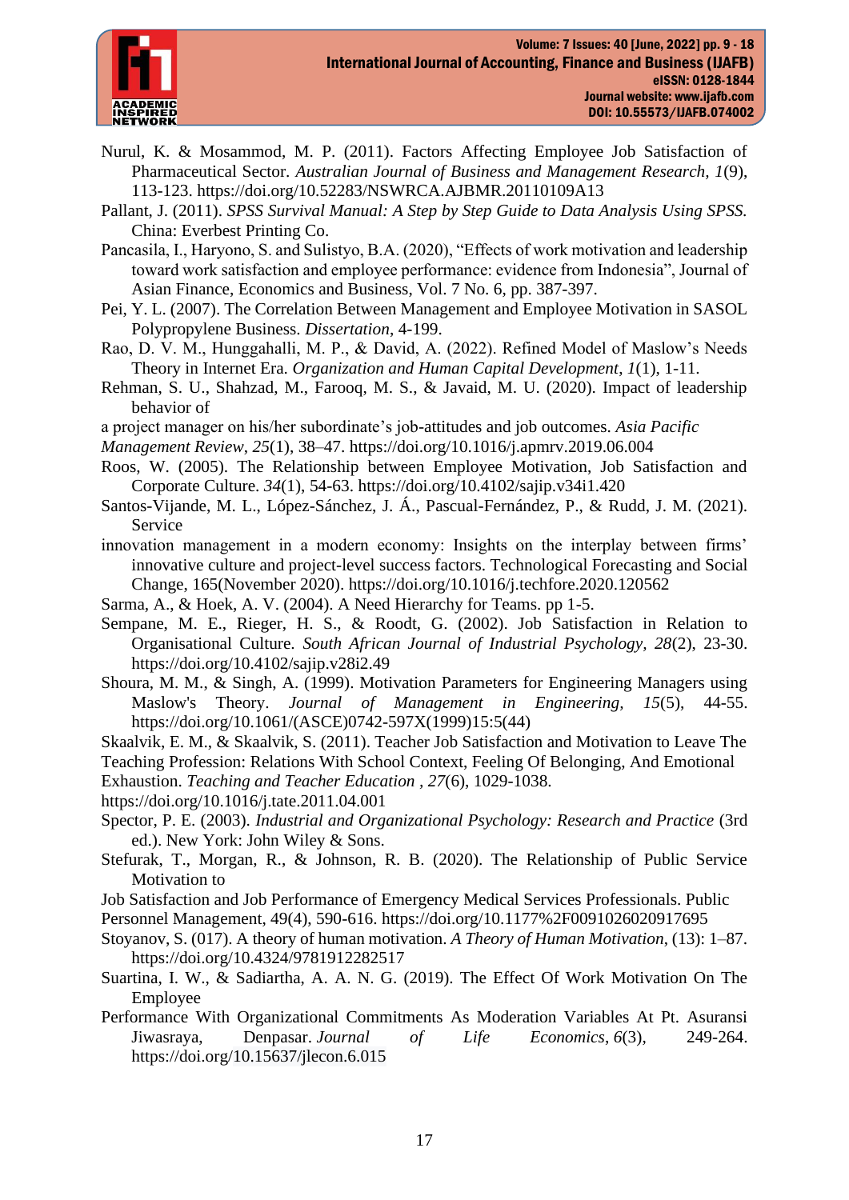Nurul, K. & Mosammod, M. P. (2011). Factors Affecting Employee Job Satisfaction of Pharmaceutical Sector. *Australian Journal of Business and Management Research*, *1*(9), 113-123. https://doi.org/10.52283/NSWRCA.AJBMR.20110109A13

Pallant, J. (2011). *SPSS Survival Manual: A Step by Step Guide to Data Analysis Using SPSS.* China: Everbest Printing Co.

Pancasila, I., Haryono, S. and Sulistyo, B.A. (2020), "Effects of work motivation and leadership toward work satisfaction and employee performance: evidence from Indonesia", Journal of Asian Finance, Economics and Business, Vol. 7 No. 6, pp. 387-397.

Pei, Y. L. (2007). The Correlation Between Management and Employee Motivation in SASOL Polypropylene Business. *Dissertation*, 4-199.

Rao, D. V. M., Hunggahalli, M. P., & David, A. (2022). Refined Model of Maslow's Needs Theory in Internet Era. *Organization and Human Capital Development*, *1*(1), 1-11.

Rehman, S. U., Shahzad, M., Farooq, M. S., & Javaid, M. U. (2020). Impact of leadership behavior of

a project manager on his/her subordinate's job-attitudes and job outcomes. *Asia Pacific Management Review*, *25*(1), 38–47. https://doi.org/10.1016/j.apmrv.2019.06.004

Roos, W. (2005). The Relationship between Employee Motivation, Job Satisfaction and Corporate Culture. *34*(1), 54-63. https://doi.org/10.4102/sajip.v34i1.420

Santos-Vijande, M. L., López-Sánchez, J. Á., Pascual-Fernández, P., & Rudd, J. M. (2021). Service

innovation management in a modern economy: Insights on the interplay between firms' innovative culture and project-level success factors. Technological Forecasting and Social Change, 165(November 2020). https://doi.org/10.1016/j.techfore.2020.120562

Sarma, A., & Hoek, A. V. (2004). A Need Hierarchy for Teams. pp 1-5.

Sempane, M. E., Rieger, H. S., & Roodt, G. (2002). Job Satisfaction in Relation to Organisational Culture. *South African Journal of Industrial Psychology*, *28*(2), 23-30. https://doi.org/10.4102/sajip.v28i2.49

Shoura, M. M., & Singh, A. (1999). Motivation Parameters for Engineering Managers using Maslow's Theory. *Journal of Management in Engineering*, *15*(5), 44-55. https://doi.org/10.1061/(ASCE)0742-597X(1999)15:5(44)

Skaalvik, E. M., & Skaalvik, S. (2011). Teacher Job Satisfaction and Motivation to Leave The Teaching Profession: Relations With School Context, Feeling Of Belonging, And Emotional Exhaustion. *Teaching and Teacher Education* , *27*(6), 1029-1038.
https://doi.org/10.1016/j.tate.2011.04.001

Spector, P. E. (2003). *Industrial and Organizational Psychology: Research and Practice* (3rd ed.). New York: John Wiley & Sons.

Stefurak, T., Morgan, R., & Johnson, R. B. (2020). The Relationship of Public Service Motivation to

Job Satisfaction and Job Performance of Emergency Medical Services Professionals. Public Personnel Management, 49(4), 590-616. https://doi.org/10.1177%2F0091026020917695

Stoyanov, S. (017). A theory of human motivation. *A Theory of Human Motivation*, (13): 1–87. https://doi.org/10.4324/9781912282517

Suartina, I. W., & Sadiartha, A. A. N. G. (2019). The Effect Of Work Motivation On The Employee

Performance With Organizational Commitments As Moderation Variables At Pt. Asuransi Jiwasraya, Denpasar. *Journal of Life Economics*, *6*(3), 249-264. https://doi.org/10.15637/jlecon.6.015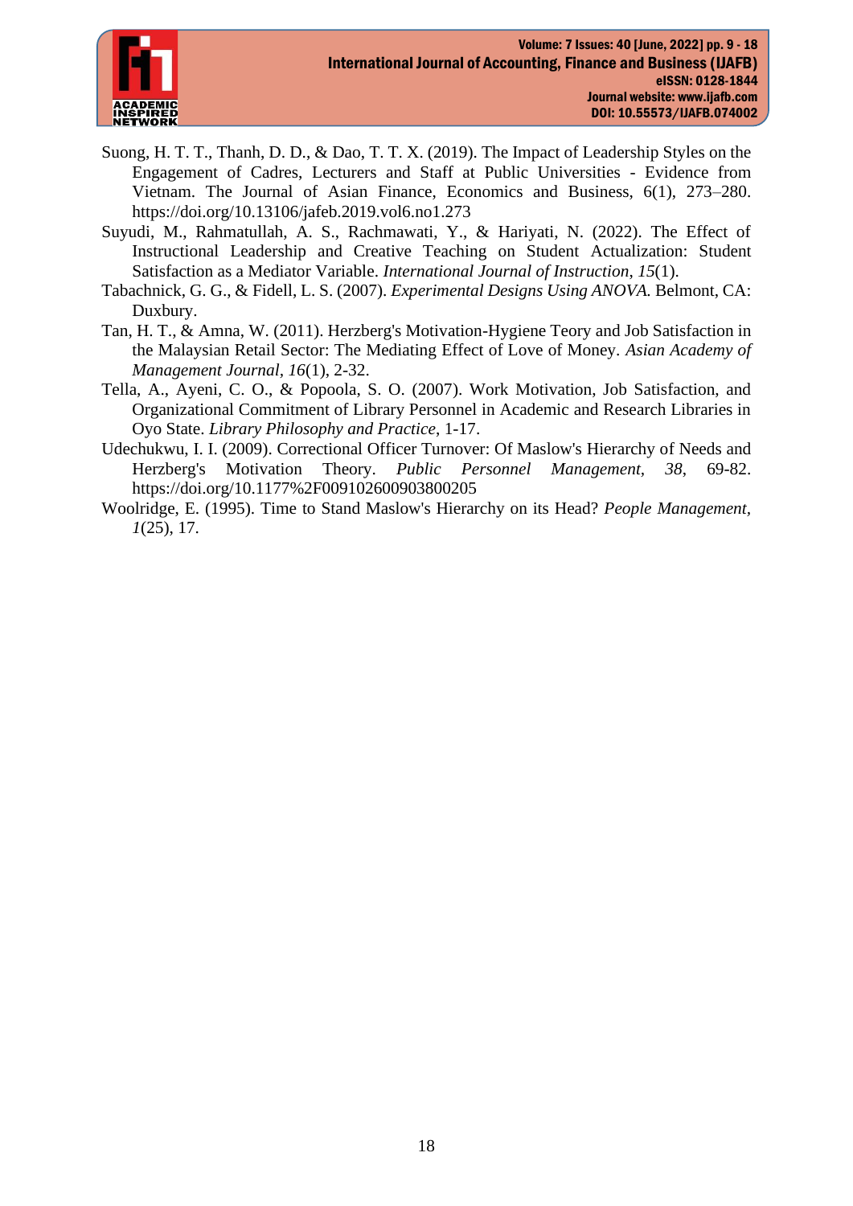Suong, H. T. T., Thanh, D. D., & Dao, T. T. X. (2019). The Impact of Leadership Styles on the Engagement of Cadres, Lecturers and Staff at Public Universities - Evidence from Vietnam. The Journal of Asian Finance, Economics and Business, 6(1), 273–280. https://doi.org/10.13106/jafeb.2019.vol6.no1.273

Suyudi, M., Rahmatullah, A. S., Rachmawati, Y., & Hariyati, N. (2022). The Effect of Instructional Leadership and Creative Teaching on Student Actualization: Student Satisfaction as a Mediator Variable. *International Journal of Instruction*, *15*(1).

Tabachnick, G. G., & Fidell, L. S. (2007). *Experimental Designs Using ANOVA.* Belmont, CA: Duxbury.

Tan, H. T., & Amna, W. (2011). Herzberg's Motivation-Hygiene Teory and Job Satisfaction in the Malaysian Retail Sector: The Mediating Effect of Love of Money. *Asian Academy of Management Journal*, *16*(1), 2-32.

Tella, A., Ayeni, C. O., & Popoola, S. O. (2007). Work Motivation, Job Satisfaction, and Organizational Commitment of Library Personnel in Academic and Research Libraries in Oyo State. *Library Philosophy and Practice*, 1-17.

Udechukwu, I. I. (2009). Correctional Officer Turnover: Of Maslow's Hierarchy of Needs and Herzberg's Motivation Theory. *Public Personnel Management*, *38*, 69-82. https://doi.org/10.1177%2F009102600903800205

Woolridge, E. (1995). Time to Stand Maslow's Hierarchy on its Head? *People Management*, *1*(25), 17.